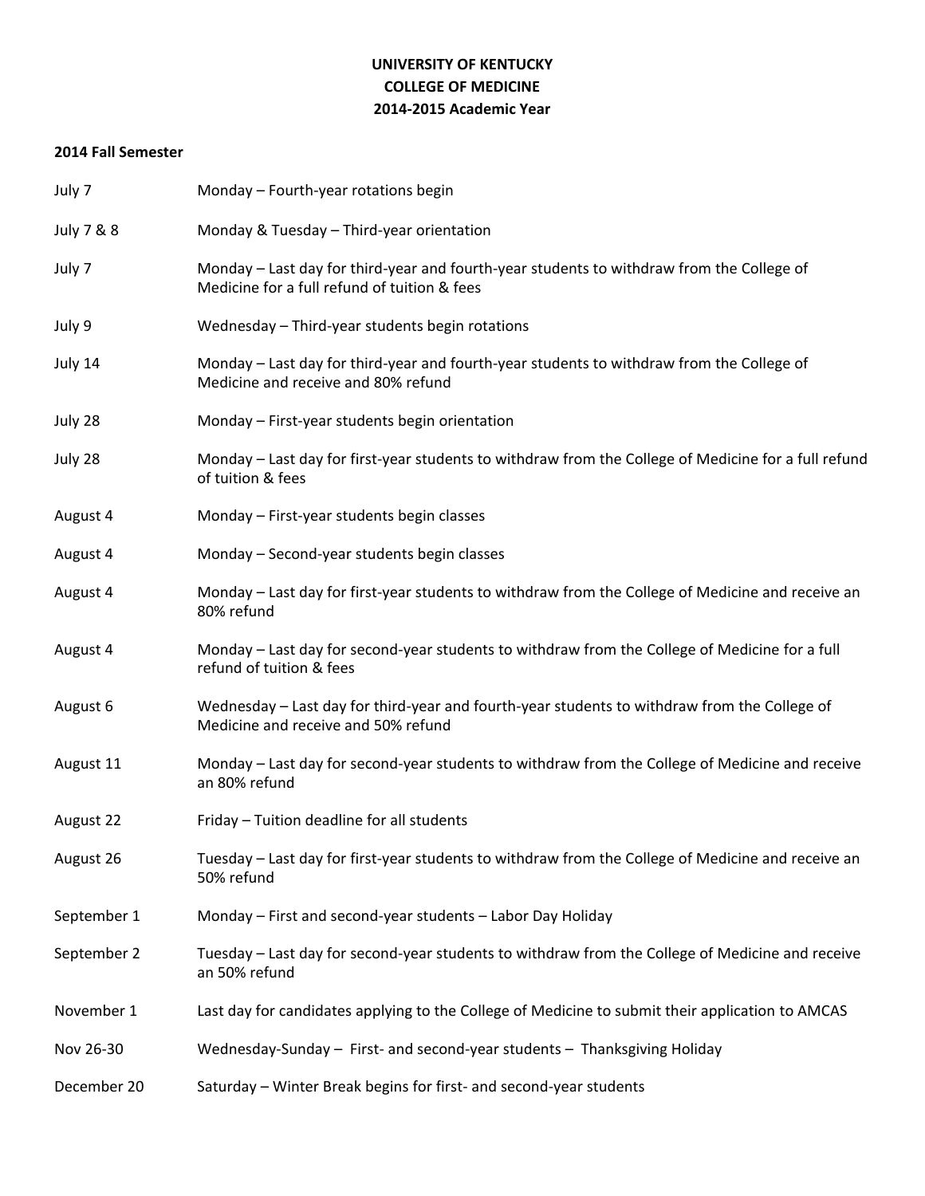**UNIVERSITY OF KENTUCKY**
**COLLEGE OF MEDICINE**
**2014-2015 Academic Year**

**2014 Fall Semester**

| | |
|---|---|
| July 7 | Monday – Fourth-year rotations begin |
| July 7 & 8 | Monday & Tuesday – Third-year orientation |
| July 7 | Monday – Last day for third-year and fourth-year students to withdraw from the College of Medicine for a full refund of tuition & fees |
| July 9 | Wednesday – Third-year students begin rotations |
| July 14 | Monday – Last day for third-year and fourth-year students to withdraw from the College of Medicine and receive and 80% refund |
| July 28 | Monday – First-year students begin orientation |
| July 28 | Monday – Last day for first-year students to withdraw from the College of Medicine for a full refund of tuition & fees |
| August 4 | Monday – First-year students begin classes |
| August 4 | Monday – Second-year students begin classes |
| August 4 | Monday – Last day for first-year students to withdraw from the College of Medicine and receive an 80% refund |
| August 4 | Monday – Last day for second-year students to withdraw from the College of Medicine for a full refund of tuition & fees |
| August 6 | Wednesday – Last day for third-year and fourth-year students to withdraw from the College of Medicine and receive and 50% refund |
| August 11 | Monday – Last day for second-year students to withdraw from the College of Medicine and receive an 80% refund |
| August 22 | Friday – Tuition deadline for all students |
| August 26 | Tuesday – Last day for first-year students to withdraw from the College of Medicine and receive an 50% refund |
| September 1 | Monday – First and second-year students – Labor Day Holiday |
| September 2 | Tuesday – Last day for second-year students to withdraw from the College of Medicine and receive an 50% refund |
| November 1 | Last day for candidates applying to the College of Medicine to submit their application to AMCAS |
| Nov 26-30 | Wednesday-Sunday – First- and second-year students – Thanksgiving Holiday |
| December 20 | Saturday – Winter Break begins for first- and second-year students |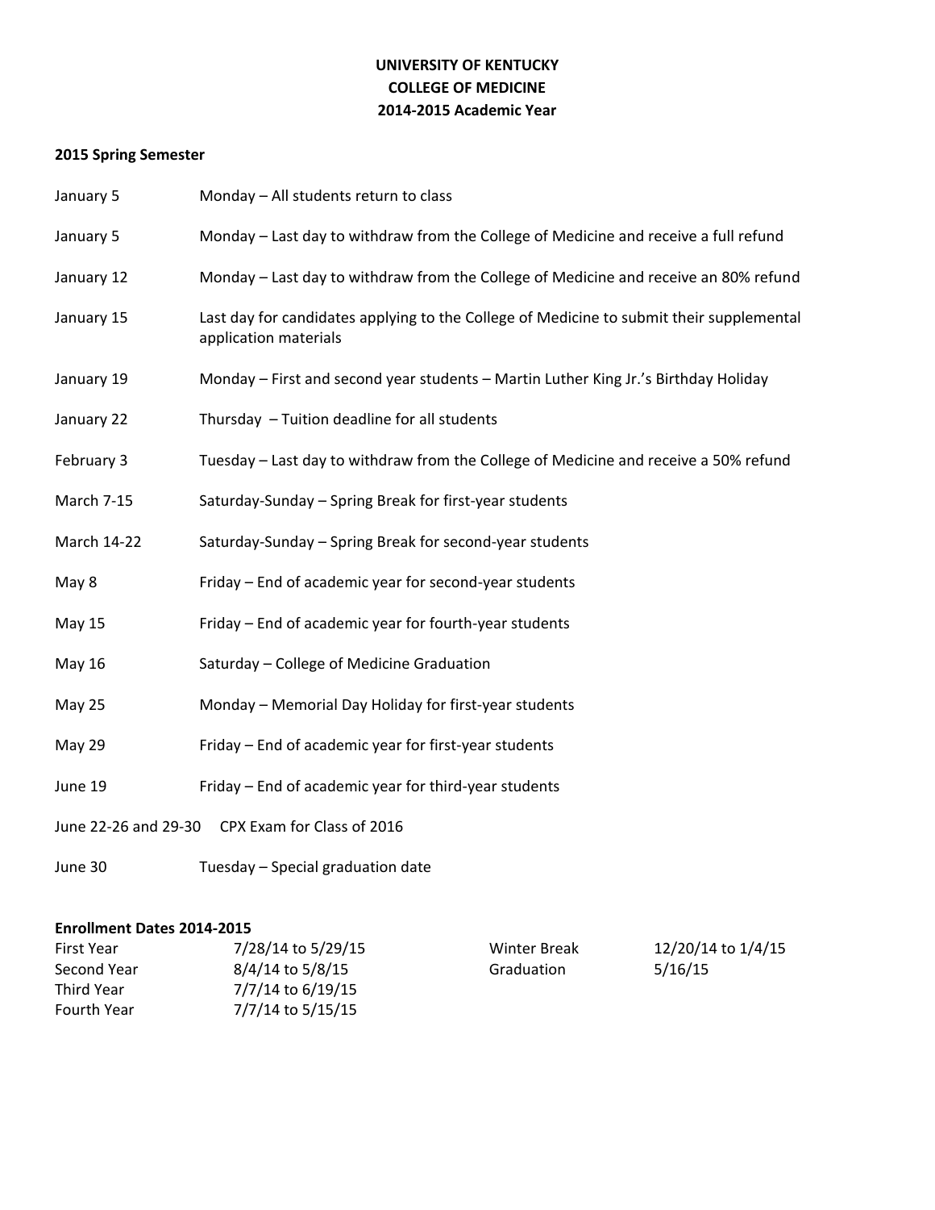**UNIVERSITY OF KENTUCKY**
**COLLEGE OF MEDICINE**
**2014-2015 Academic Year**

**2015 Spring Semester**

| | |
|---|---|
| January 5 | Monday – All students return to class |
| January 5 | Monday – Last day to withdraw from the College of Medicine and receive a full refund |
| January 12 | Monday – Last day to withdraw from the College of Medicine and receive an 80% refund |
| January 15 | Last day for candidates applying to the College of Medicine to submit their supplemental application materials |
| January 19 | Monday – First and second year students – Martin Luther King Jr.'s Birthday Holiday |
| January 22 | Thursday – Tuition deadline for all students |
| February 3 | Tuesday – Last day to withdraw from the College of Medicine and receive a 50% refund |
| March 7-15 | Saturday-Sunday – Spring Break for first-year students |
| March 14-22 | Saturday-Sunday – Spring Break for second-year students |
| May 8 | Friday – End of academic year for second-year students |
| May 15 | Friday – End of academic year for fourth-year students |
| May 16 | Saturday – College of Medicine Graduation |
| May 25 | Monday – Memorial Day Holiday for first-year students |
| May 29 | Friday – End of academic year for first-year students |
| June 19 | Friday – End of academic year for third-year students |
| June 22-26 and 29-30 | CPX Exam for Class of 2016 |
| June 30 | Tuesday – Special graduation date |

**Enrollment Dates 2014-2015**

| | | | |
|---|---|---|---|
| First Year | 7/28/14 to 5/29/15 | Winter Break | 12/20/14 to 1/4/15 |
| Second Year | 8/4/14 to 5/8/15 | Graduation | 5/16/15 |
| Third Year | 7/7/14 to 6/19/15 | | |
| Fourth Year | 7/7/14 to 5/15/15 | | |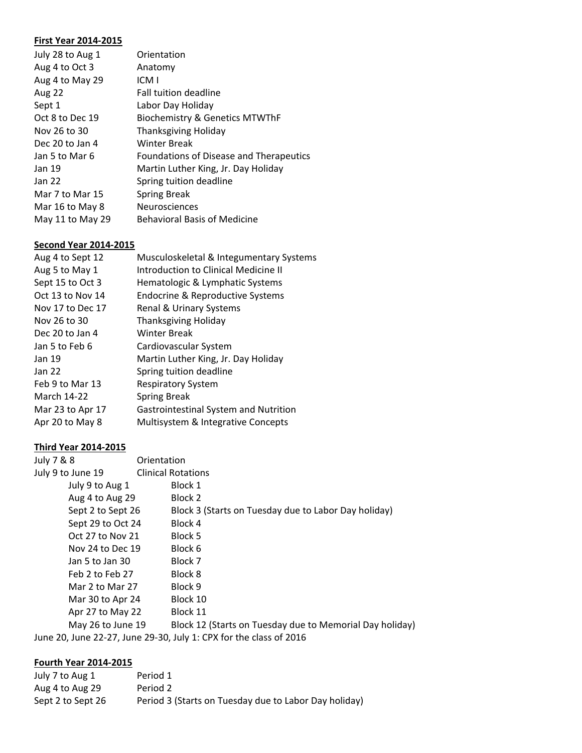**First Year 2014-2015**

| | |
|---|---|
| July 28 to Aug 1 | Orientation |
| Aug 4 to Oct 3 | Anatomy |
| Aug 4 to May 29 | ICM I |
| Aug 22 | Fall tuition deadline |
| Sept 1 | Labor Day Holiday |
| Oct 8 to Dec 19 | Biochemistry & Genetics MTWThF |
| Nov 26 to 30 | Thanksgiving Holiday |
| Dec 20 to Jan 4 | Winter Break |
| Jan 5 to Mar 6 | Foundations of Disease and Therapeutics |
| Jan 19 | Martin Luther King, Jr. Day Holiday |
| Jan 22 | Spring tuition deadline |
| Mar 7 to Mar 15 | Spring Break |
| Mar 16 to May 8 | Neurosciences |
| May 11 to May 29 | Behavioral Basis of Medicine |

**Second Year 2014-2015**

| | |
|---|---|
| Aug 4 to Sept 12 | Musculoskeletal & Integumentary Systems |
| Aug 5 to May 1 | Introduction to Clinical Medicine II |
| Sept 15 to Oct 3 | Hematologic & Lymphatic Systems |
| Oct 13 to Nov 14 | Endocrine & Reproductive Systems |
| Nov 17 to Dec 17 | Renal & Urinary Systems |
| Nov 26 to 30 | Thanksgiving Holiday |
| Dec 20 to Jan 4 | Winter Break |
| Jan 5 to Feb 6 | Cardiovascular System |
| Jan 19 | Martin Luther King, Jr. Day Holiday |
| Jan 22 | Spring tuition deadline |
| Feb 9 to Mar 13 | Respiratory System |
| March 14-22 | Spring Break |
| Mar 23 to Apr 17 | Gastrointestinal System and Nutrition |
| Apr 20 to May 8 | Multisystem & Integrative Concepts |

**Third Year 2014-2015**

| | |
|---|---|
| July 7 & 8 | Orientation |
| July 9 to June 19 | Clinical Rotations |

| | |
|---|---|
| July 9 to Aug 1 | Block 1 |
| Aug 4 to Aug 29 | Block 2 |
| Sept 2 to Sept 26 | Block 3 (Starts on Tuesday due to Labor Day holiday) |
| Sept 29 to Oct 24 | Block 4 |
| Oct 27 to Nov 21 | Block 5 |
| Nov 24 to Dec 19 | Block 6 |
| Jan 5 to Jan 30 | Block 7 |
| Feb 2 to Feb 27 | Block 8 |
| Mar 2 to Mar 27 | Block 9 |
| Mar 30 to Apr 24 | Block 10 |
| Apr 27 to May 22 | Block 11 |
| May 26 to June 19 | Block 12 (Starts on Tuesday due to Memorial Day holiday) |

June 20, June 22-27, June 29-30, July 1: CPX for the class of 2016

**Fourth Year 2014-2015**

| | |
|---|---|
| July 7 to Aug 1 | Period 1 |
| Aug 4 to Aug 29 | Period 2 |
| Sept 2 to Sept 26 | Period 3 (Starts on Tuesday due to Labor Day holiday) |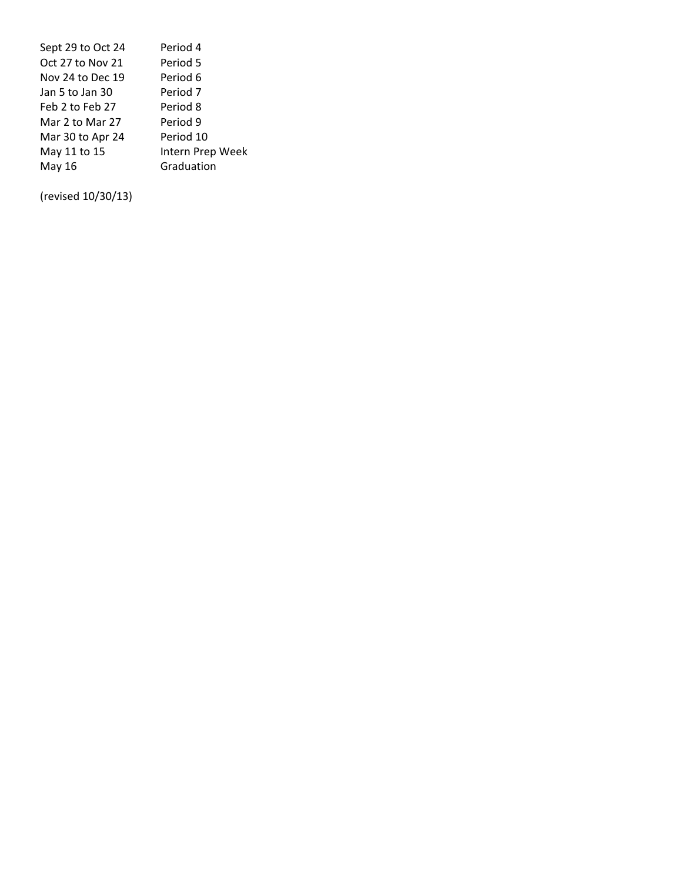| | |
|---|---|
| Sept 29 to Oct 24 | Period 4 |
| Oct 27 to Nov 21 | Period 5 |
| Nov 24 to Dec 19 | Period 6 |
| Jan 5 to Jan 30 | Period 7 |
| Feb 2 to Feb 27 | Period 8 |
| Mar 2 to Mar 27 | Period 9 |
| Mar 30 to Apr 24 | Period 10 |
| May 11 to 15 | Intern Prep Week |
| May 16 | Graduation |

(revised 10/30/13)